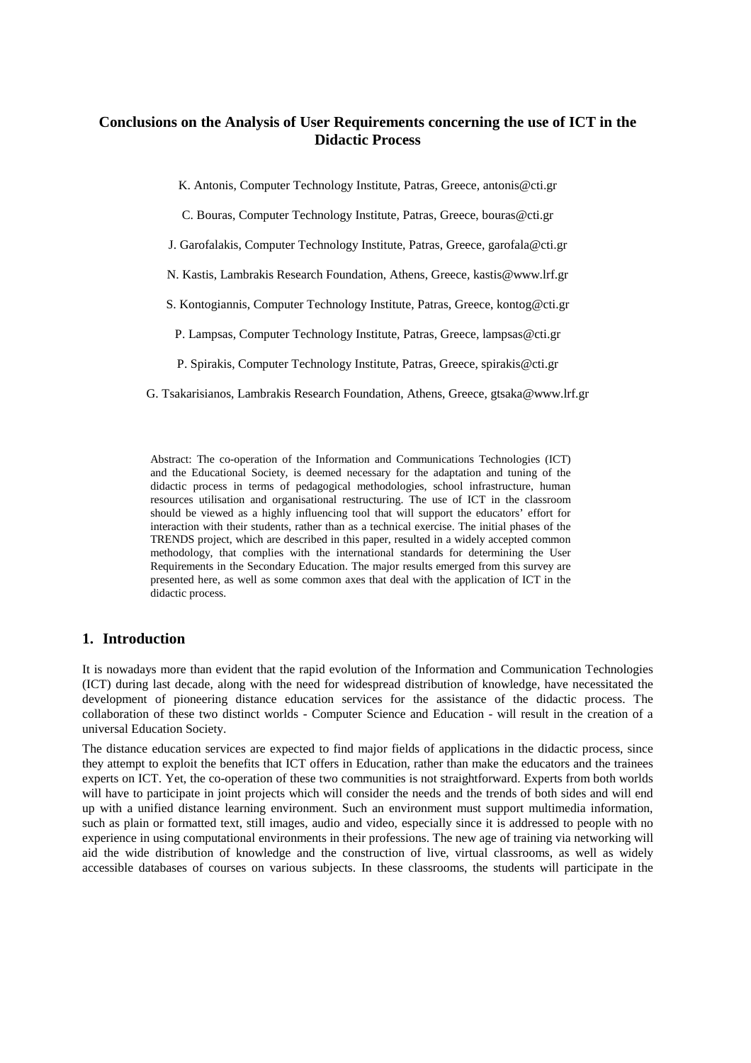# Conclusions on the Analysis of User Requirements concerning the use of ICT in the Didactic Process

K. Antonis, Computer Technology Institute, Patras, Greece, antonis@cti.gr

C. Bouras, Computer Technology Institute, Patras, Greece, bouras@cti.gr

J. Garofalakis, Computer Technology Institute, Patras, Greece, garofala@cti.gr

N. Kastis, Lambrakis Research Foundation, Athens, Greece, kastis@www.lrf.gr

S. Kontogiannis, Computer Technology Institute, Patras, Greece, kontog@cti.gr

P. Lampsas, Computer Technology Institute, Patras, Greece, lampsas@cti.gr

P. Spirakis, Computer Technology Institute, Patras, Greece, spirakis@cti.gr

G. Tsakarisianos, Lambrakis Research Foundation, Athens, Greece, gtsaka@www.lrf.gr

Abstract: The co-operation of the Information and Communications Technologies (ICT) and the Educational Society, is deemed necessary for the adaptation and tuning of the didactic process in terms of pedagogical methodologies, school infrastructure, human resources utilisation and organisational restructuring. The use of ICT in the classroom should be viewed as a highly influencing tool that will support the educators' effort for interaction with their students, rather than as a technical exercise. The initial phases of the TRENDS project, which are described in this paper, resulted in a widely accepted common methodology, that complies with the international standards for determining the User Requirements in the Secondary Education. The major results emerged from this survey are presented here, as well as some common axes that deal with the application of ICT in the didactic process.

## 1. Introduction

It is nowadays more than evident that the rapid evolution of the Information and Communication Technologies (ICT) during last decade, along with the need for widespread distribution of knowledge, have necessitated the development of pioneering distance education services for the assistance of the didactic process. The collaboration of these two distinct worlds - Computer Science and Education - will result in the creation of a universal Education Society.

The distance education services are expected to find major fields of applications in the didactic process, since they attempt to exploit the benefits that ICT offers in Education, rather than make the educators and the trainees experts on ICT. Yet, the co-operation of these two communities is not straightforward. Experts from both worlds will have to participate in joint projects which will consider the needs and the trends of both sides and will end up with a unified distance learning environment. Such an environment must support multimedia information, such as plain or formatted text, still images, audio and video, especially since it is addressed to people with no experience in using computational environments in their professions. The new age of training via networking will aid the wide distribution of knowledge and the construction of live, virtual classrooms, as well as widely accessible databases of courses on various subjects. In these classrooms, the students will participate in the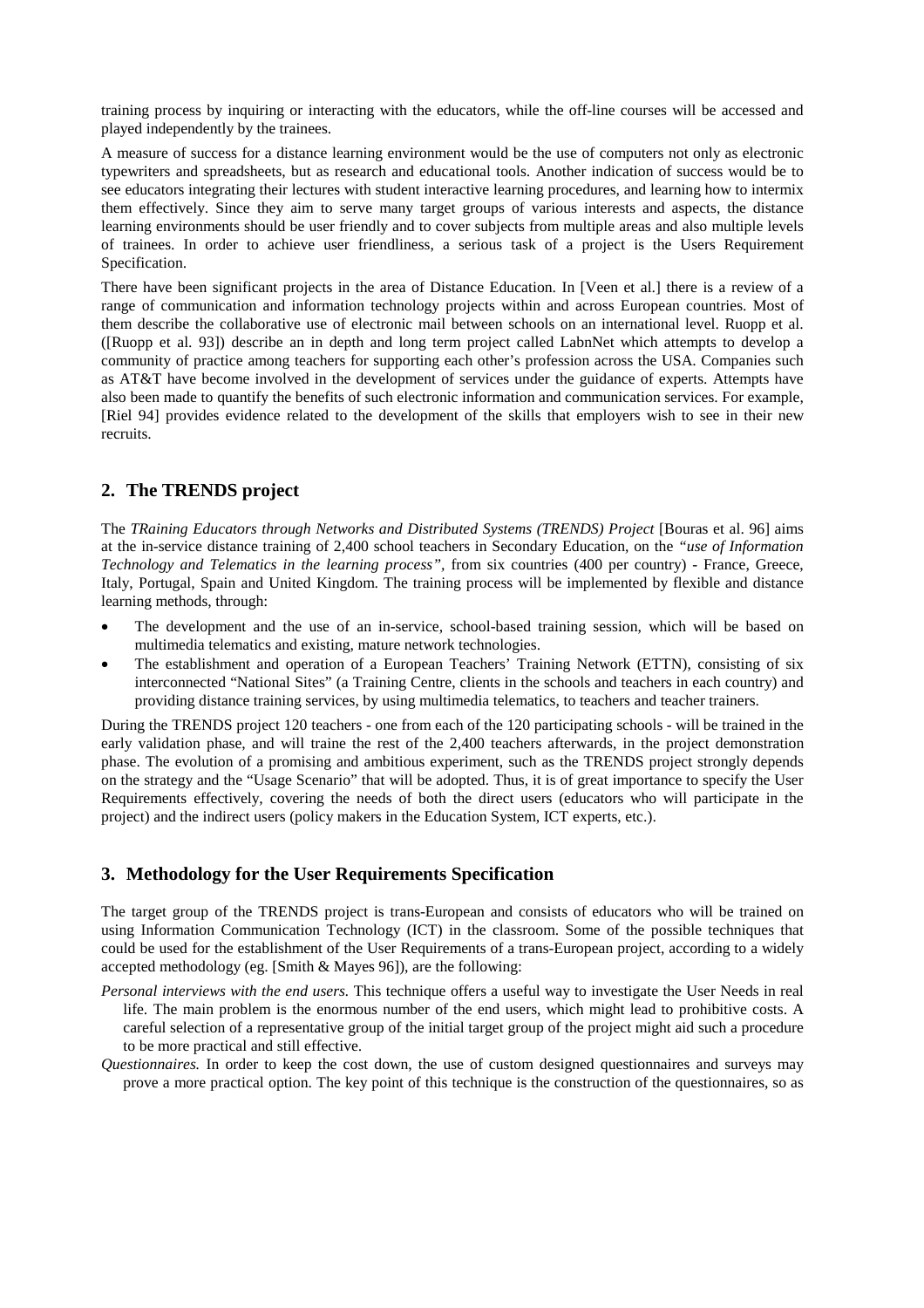training process by inquiring or interacting with the educators, while the off-line courses will be accessed and played independently by the trainees.

A measure of success for a distance learning environment would be the use of computers not only as electronic typewriters and spreadsheets, but as research and educational tools. Another indication of success would be to see educators integrating their lectures with student interactive learning procedures, and learning how to intermix them effectively. Since they aim to serve many target groups of various interests and aspects, the distance learning environments should be user friendly and to cover subjects from multiple areas and also multiple levels of trainees. In order to achieve user friendliness, a serious task of a project is the Users Requirement Specification.

There have been significant projects in the area of Distance Education. In [Veen et al.] there is a review of a range of communication and information technology projects within and across European countries. Most of them describe the collaborative use of electronic mail between schools on an international level. Ruopp et al. ([Ruopp et al. 93]) describe an in depth and long term project called LabnNet which attempts to develop a community of practice among teachers for supporting each other's profession across the USA. Companies such as AT&T have become involved in the development of services under the guidance of experts. Attempts have also been made to quantify the benefits of such electronic information and communication services. For example, [Riel 94] provides evidence related to the development of the skills that employers wish to see in their new recruits.

## 2. The TRENDS project

The *TRaining Educators through Networks and Distributed Systems (TRENDS) Project* [Bouras et al. 96] aims at the in-service distance training of 2,400 school teachers in Secondary Education, on the *"use of Information Technology and Telematics in the learning process"*, from six countries (400 per country) - France, Greece, Italy, Portugal, Spain and United Kingdom. The training process will be implemented by flexible and distance learning methods, through:

- The development and the use of an in-service, school-based training session, which will be based on multimedia telematics and existing, mature network technologies.
- The establishment and operation of a European Teachers' Training Network (ETTN), consisting of six interconnected "National Sites" (a Training Centre, clients in the schools and teachers in each country) and providing distance training services, by using multimedia telematics, to teachers and teacher trainers.

During the TRENDS project 120 teachers - one from each of the 120 participating schools - will be trained in the early validation phase, and will traine the rest of the 2,400 teachers afterwards, in the project demonstration phase. The evolution of a promising and ambitious experiment, such as the TRENDS project strongly depends on the strategy and the "Usage Scenario" that will be adopted. Thus, it is of great importance to specify the User Requirements effectively, covering the needs of both the direct users (educators who will participate in the project) and the indirect users (policy makers in the Education System, ICT experts, etc.).

## 3. Methodology for the User Requirements Specification

The target group of the TRENDS project is trans-European and consists of educators who will be trained on using Information Communication Technology (ICT) in the classroom. Some of the possible techniques that could be used for the establishment of the User Requirements of a trans-European project, according to a widely accepted methodology (eg. [Smith & Mayes 96]), are the following:

*Personal interviews with the end users.* This technique offers a useful way to investigate the User Needs in real life. The main problem is the enormous number of the end users, which might lead to prohibitive costs. A careful selection of a representative group of the initial target group of the project might aid such a procedure to be more practical and still effective.

*Questionnaires.* In order to keep the cost down, the use of custom designed questionnaires and surveys may prove a more practical option. The key point of this technique is the construction of the questionnaires, so as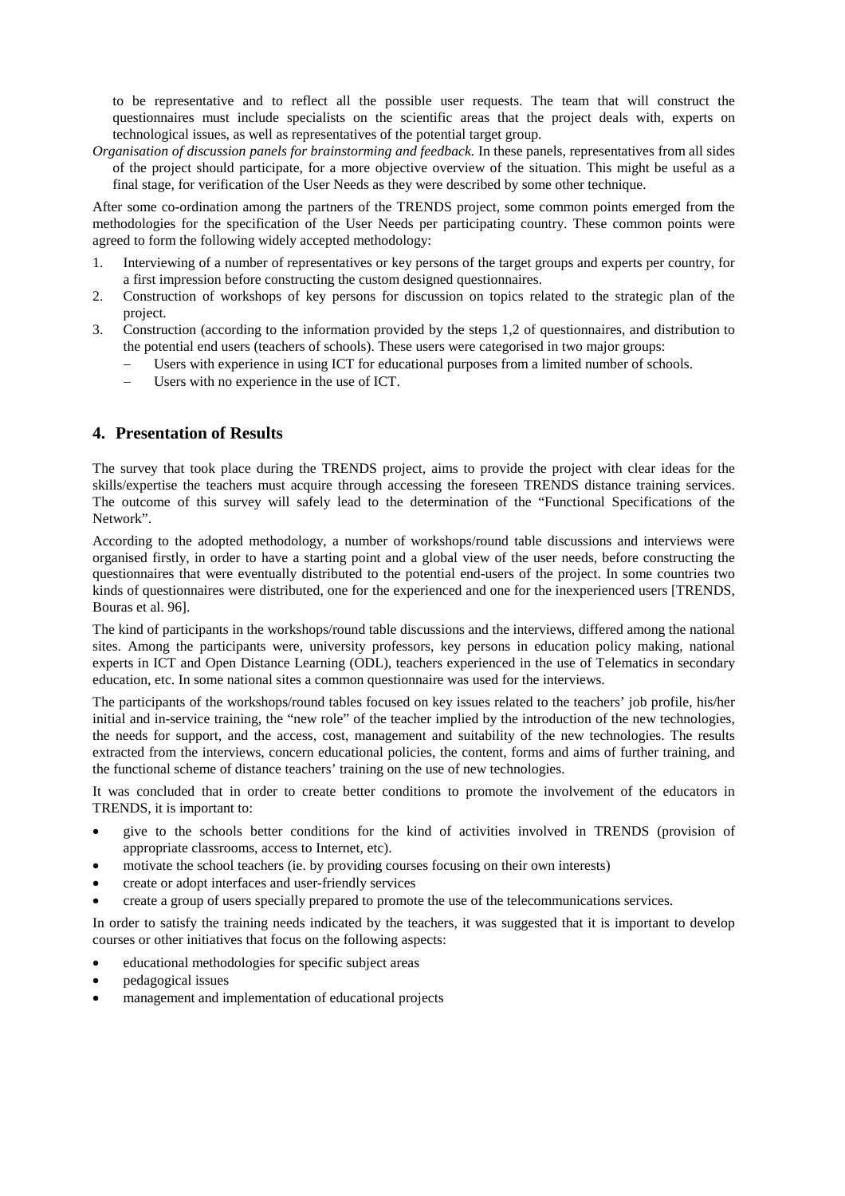to be representative and to reflect all the possible user requests. The team that will construct the questionnaires must include specialists on the scientific areas that the project deals with, experts on technological issues, as well as representatives of the potential target group.

*Organisation of discussion panels for brainstorming and feedback.* In these panels, representatives from all sides of the project should participate, for a more objective overview of the situation. This might be useful as a final stage, for verification of the User Needs as they were described by some other technique.

After some co-ordination among the partners of the TRENDS project, some common points emerged from the methodologies for the specification of the User Needs per participating country. These common points were agreed to form the following widely accepted methodology:

1. Interviewing of a number of representatives or key persons of the target groups and experts per country, for a first impression before constructing the custom designed questionnaires.
2. Construction of workshops of key persons for discussion on topics related to the strategic plan of the project.
3. Construction (according to the information provided by the steps 1,2 of questionnaires, and distribution to the potential end users (teachers of schools). These users were categorised in two major groups:
   - Users with experience in using ICT for educational purposes from a limited number of schools.
   - Users with no experience in the use of ICT.

## 4. Presentation of Results

The survey that took place during the TRENDS project, aims to provide the project with clear ideas for the skills/expertise the teachers must acquire through accessing the foreseen TRENDS distance training services. The outcome of this survey will safely lead to the determination of the "Functional Specifications of the Network".

According to the adopted methodology, a number of workshops/round table discussions and interviews were organised firstly, in order to have a starting point and a global view of the user needs, before constructing the questionnaires that were eventually distributed to the potential end-users of the project. In some countries two kinds of questionnaires were distributed, one for the experienced and one for the inexperienced users [TRENDS, Bouras et al. 96].

The kind of participants in the workshops/round table discussions and the interviews, differed among the national sites. Among the participants were, university professors, key persons in education policy making, national experts in ICT and Open Distance Learning (ODL), teachers experienced in the use of Telematics in secondary education, etc. In some national sites a common questionnaire was used for the interviews.

The participants of the workshops/round tables focused on key issues related to the teachers' job profile, his/her initial and in-service training, the "new role" of the teacher implied by the introduction of the new technologies, the needs for support, and the access, cost, management and suitability of the new technologies. The results extracted from the interviews, concern educational policies, the content, forms and aims of further training, and the functional scheme of distance teachers' training on the use of new technologies.

It was concluded that in order to create better conditions to promote the involvement of the educators in TRENDS, it is important to:

- give to the schools better conditions for the kind of activities involved in TRENDS (provision of appropriate classrooms, access to Internet, etc).
- motivate the school teachers (ie. by providing courses focusing on their own interests)
- create or adopt interfaces and user-friendly services
- create a group of users specially prepared to promote the use of the telecommunications services.

In order to satisfy the training needs indicated by the teachers, it was suggested that it is important to develop courses or other initiatives that focus on the following aspects:

- educational methodologies for specific subject areas
- pedagogical issues
- management and implementation of educational projects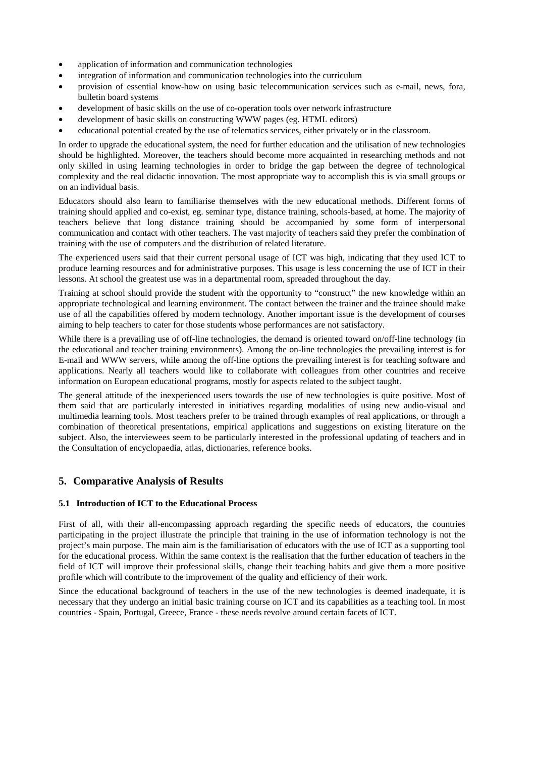- application of information and communication technologies
- integration of information and communication technologies into the curriculum
- provision of essential know-how on using basic telecommunication services such as e-mail, news, fora, bulletin board systems
- development of basic skills on the use of co-operation tools over network infrastructure
- development of basic skills on constructing WWW pages (eg. HTML editors)
- educational potential created by the use of telematics services, either privately or in the classroom.

In order to upgrade the educational system, the need for further education and the utilisation of new technologies should be highlighted. Moreover, the teachers should become more acquainted in researching methods and not only skilled in using learning technologies in order to bridge the gap between the degree of technological complexity and the real didactic innovation. The most appropriate way to accomplish this is via small groups or on an individual basis.

Educators should also learn to familiarise themselves with the new educational methods. Different forms of training should applied and co-exist, eg. seminar type, distance training, schools-based, at home. The majority of teachers believe that long distance training should be accompanied by some form of interpersonal communication and contact with other teachers. The vast majority of teachers said they prefer the combination of training with the use of computers and the distribution of related literature.

The experienced users said that their current personal usage of ICT was high, indicating that they used ICT to produce learning resources and for administrative purposes. This usage is less concerning the use of ICT in their lessons. At school the greatest use was in a departmental room, spreaded throughout the day.

Training at school should provide the student with the opportunity to "construct" the new knowledge within an appropriate technological and learning environment. The contact between the trainer and the trainee should make use of all the capabilities offered by modern technology. Another important issue is the development of courses aiming to help teachers to cater for those students whose performances are not satisfactory.

While there is a prevailing use of off-line technologies, the demand is oriented toward on/off-line technology (in the educational and teacher training environments). Among the on-line technologies the prevailing interest is for E-mail and WWW servers, while among the off-line options the prevailing interest is for teaching software and applications. Nearly all teachers would like to collaborate with colleagues from other countries and receive information on European educational programs, mostly for aspects related to the subject taught.

The general attitude of the inexperienced users towards the use of new technologies is quite positive. Most of them said that are particularly interested in initiatives regarding modalities of using new audio-visual and multimedia learning tools. Most teachers prefer to be trained through examples of real applications, or through a combination of theoretical presentations, empirical applications and suggestions on existing literature on the subject. Also, the interviewees seem to be particularly interested in the professional updating of teachers and in the Consultation of encyclopaedia, atlas, dictionaries, reference books.

## 5. Comparative Analysis of Results

### 5.1 Introduction of ICT to the Educational Process

First of all, with their all-encompassing approach regarding the specific needs of educators, the countries participating in the project illustrate the principle that training in the use of information technology is not the project's main purpose. The main aim is the familiarisation of educators with the use of ICT as a supporting tool for the educational process. Within the same context is the realisation that the further education of teachers in the field of ICT will improve their professional skills, change their teaching habits and give them a more positive profile which will contribute to the improvement of the quality and efficiency of their work.

Since the educational background of teachers in the use of the new technologies is deemed inadequate, it is necessary that they undergo an initial basic training course on ICT and its capabilities as a teaching tool. In most countries - Spain, Portugal, Greece, France - these needs revolve around certain facets of ICT.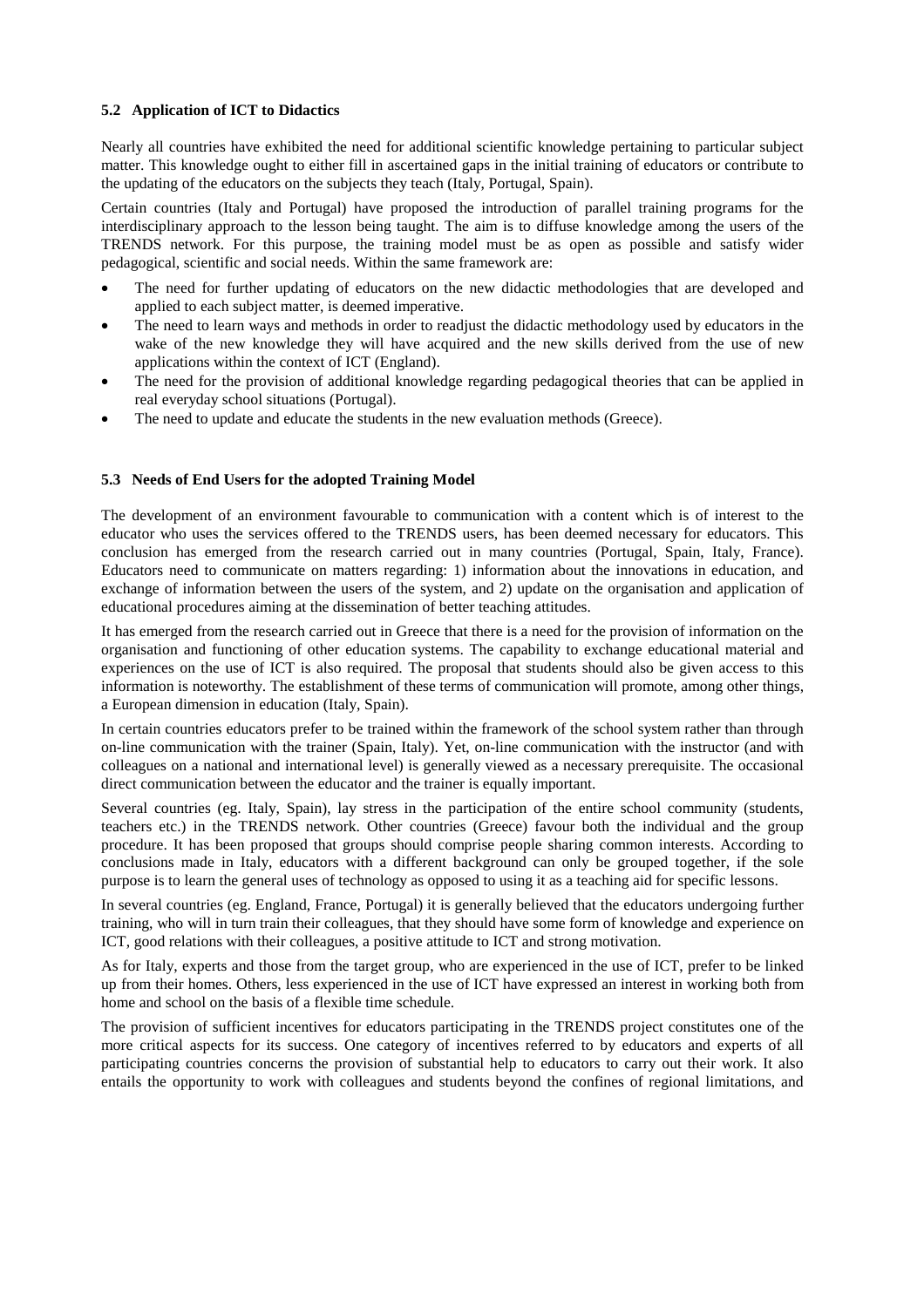### 5.2 Application of ICT to Didactics

Nearly all countries have exhibited the need for additional scientific knowledge pertaining to particular subject matter. This knowledge ought to either fill in ascertained gaps in the initial training of educators or contribute to the updating of the educators on the subjects they teach (Italy, Portugal, Spain).

Certain countries (Italy and Portugal) have proposed the introduction of parallel training programs for the interdisciplinary approach to the lesson being taught. The aim is to diffuse knowledge among the users of the TRENDS network. For this purpose, the training model must be as open as possible and satisfy wider pedagogical, scientific and social needs. Within the same framework are:

- The need for further updating of educators on the new didactic methodologies that are developed and applied to each subject matter, is deemed imperative.
- The need to learn ways and methods in order to readjust the didactic methodology used by educators in the wake of the new knowledge they will have acquired and the new skills derived from the use of new applications within the context of ICT (England).
- The need for the provision of additional knowledge regarding pedagogical theories that can be applied in real everyday school situations (Portugal).
- The need to update and educate the students in the new evaluation methods (Greece).

### 5.3 Needs of End Users for the adopted Training Model

The development of an environment favourable to communication with a content which is of interest to the educator who uses the services offered to the TRENDS users, has been deemed necessary for educators. This conclusion has emerged from the research carried out in many countries (Portugal, Spain, Italy, France). Educators need to communicate on matters regarding: 1) information about the innovations in education, and exchange of information between the users of the system, and 2) update on the organisation and application of educational procedures aiming at the dissemination of better teaching attitudes.

It has emerged from the research carried out in Greece that there is a need for the provision of information on the organisation and functioning of other education systems. The capability to exchange educational material and experiences on the use of ICT is also required. The proposal that students should also be given access to this information is noteworthy. The establishment of these terms of communication will promote, among other things, a European dimension in education (Italy, Spain).

In certain countries educators prefer to be trained within the framework of the school system rather than through on-line communication with the trainer (Spain, Italy). Yet, on-line communication with the instructor (and with colleagues on a national and international level) is generally viewed as a necessary prerequisite. The occasional direct communication between the educator and the trainer is equally important.

Several countries (eg. Italy, Spain), lay stress in the participation of the entire school community (students, teachers etc.) in the TRENDS network. Other countries (Greece) favour both the individual and the group procedure. It has been proposed that groups should comprise people sharing common interests. According to conclusions made in Italy, educators with a different background can only be grouped together, if the sole purpose is to learn the general uses of technology as opposed to using it as a teaching aid for specific lessons.

In several countries (eg. England, France, Portugal) it is generally believed that the educators undergoing further training, who will in turn train their colleagues, that they should have some form of knowledge and experience on ICT, good relations with their colleagues, a positive attitude to ICT and strong motivation.

As for Italy, experts and those from the target group, who are experienced in the use of ICT, prefer to be linked up from their homes. Others, less experienced in the use of ICT have expressed an interest in working both from home and school on the basis of a flexible time schedule.

The provision of sufficient incentives for educators participating in the TRENDS project constitutes one of the more critical aspects for its success. One category of incentives referred to by educators and experts of all participating countries concerns the provision of substantial help to educators to carry out their work. It also entails the opportunity to work with colleagues and students beyond the confines of regional limitations, and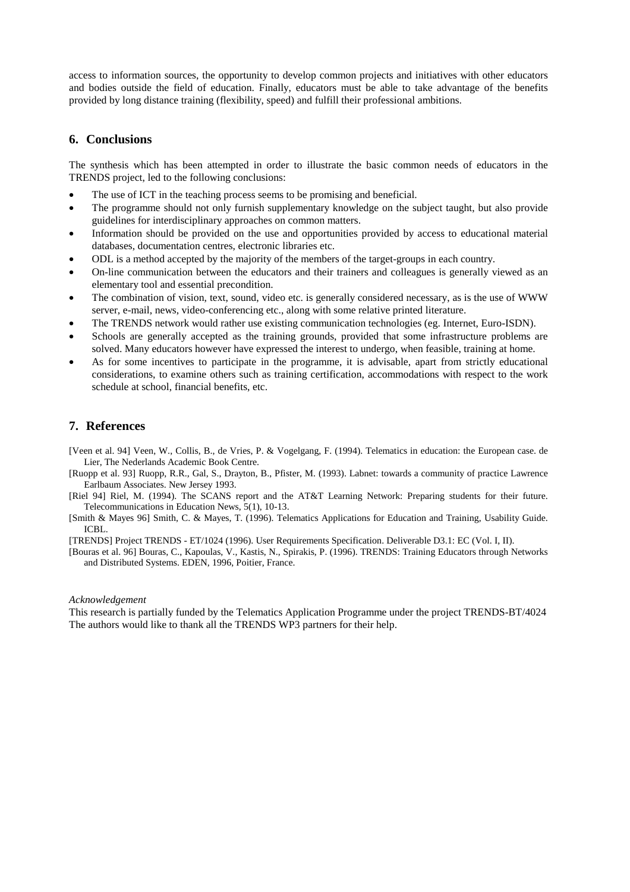access to information sources, the opportunity to develop common projects and initiatives with other educators and bodies outside the field of education. Finally, educators must be able to take advantage of the benefits provided by long distance training (flexibility, speed) and fulfill their professional ambitions.

## 6. Conclusions

The synthesis which has been attempted in order to illustrate the basic common needs of educators in the TRENDS project, led to the following conclusions:

- The use of ICT in the teaching process seems to be promising and beneficial.
- The programme should not only furnish supplementary knowledge on the subject taught, but also provide guidelines for interdisciplinary approaches on common matters.
- Information should be provided on the use and opportunities provided by access to educational material databases, documentation centres, electronic libraries etc.
- ODL is a method accepted by the majority of the members of the target-groups in each country.
- On-line communication between the educators and their trainers and colleagues is generally viewed as an elementary tool and essential precondition.
- The combination of vision, text, sound, video etc. is generally considered necessary, as is the use of WWW server, e-mail, news, video-conferencing etc., along with some relative printed literature.
- The TRENDS network would rather use existing communication technologies (eg. Internet, Euro-ISDN).
- Schools are generally accepted as the training grounds, provided that some infrastructure problems are solved. Many educators however have expressed the interest to undergo, when feasible, training at home.
- As for some incentives to participate in the programme, it is advisable, apart from strictly educational considerations, to examine others such as training certification, accommodations with respect to the work schedule at school, financial benefits, etc.

## 7. References

[Veen et al. 94] Veen, W., Collis, B., de Vries, P. & Vogelgang, F. (1994). Telematics in education: the European case. de Lier, The Nederlands Academic Book Centre.

[Ruopp et al. 93] Ruopp, R.R., Gal, S., Drayton, B., Pfister, M. (1993). Labnet: towards a community of practice Lawrence Earlbaum Associates. New Jersey 1993.

[Riel 94] Riel, M. (1994). The SCANS report and the AT&T Learning Network: Preparing students for their future. Telecommunications in Education News, 5(1), 10-13.

[Smith & Mayes 96] Smith, C. & Mayes, T. (1996). Telematics Applications for Education and Training, Usability Guide. ICBL.

[TRENDS] Project TRENDS - ET/1024 (1996). User Requirements Specification. Deliverable D3.1: EC (Vol. I, II).

[Bouras et al. 96] Bouras, C., Kapoulas, V., Kastis, N., Spirakis, P. (1996). TRENDS: Training Educators through Networks and Distributed Systems. EDEN, 1996, Poitier, France.

*Acknowledgement*

This research is partially funded by the Telematics Application Programme under the project TRENDS-BT/4024
The authors would like to thank all the TRENDS WP3 partners for their help.